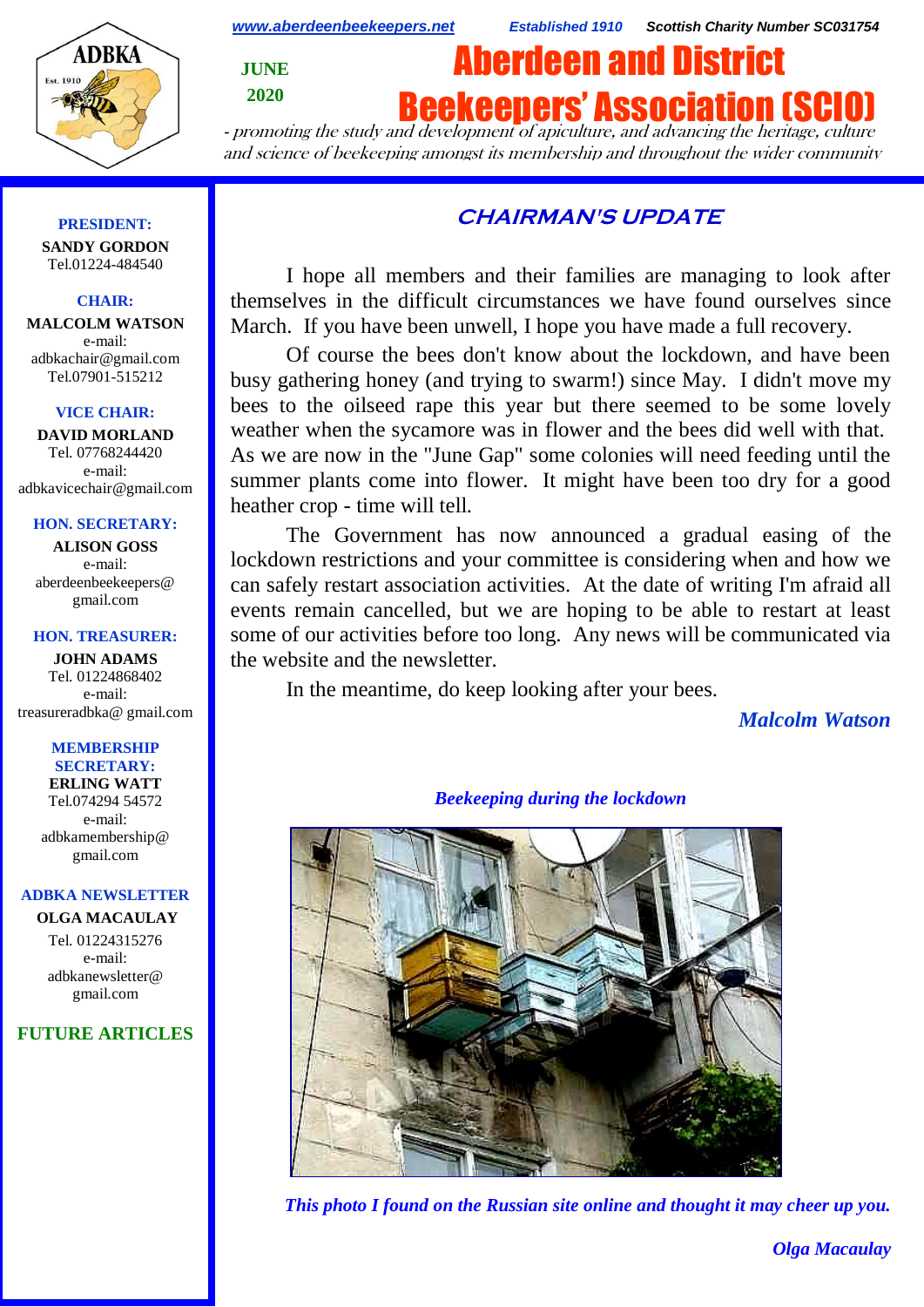www.aberdeenbeekeepers.net Established 1910 Scottish Charity Number SC031754

JUNE 2020

# Aberdeen and District Beekeepers' Association (SCIO)

*- promoting the study and development of apiculture, and advancing the heritage, culture and science of beekeeping amongst its membership and throughout the wider community*

**PRESIDENT:**
**SANDY GORDON**
Tel.01224-484540

**CHAIR:**
**MALCOLM WATSON**
e-mail: adbkachair@gmail.com
Tel.07901-515212

**VICE CHAIR:**
**DAVID MORLAND**
Tel. 07768244420
e-mail: adbkavicechair@gmail.com

**HON. SECRETARY:**
**ALISON GOSS**
e-mail: aberdeenbeekeepers@gmail.com

**HON. TREASURER:**
**JOHN ADAMS**
Tel. 01224868402
e-mail: treasureradbka@ gmail.com

**MEMBERSHIP SECRETARY:**
**ERLING WATT**
Tel.074294 54572
e-mail: adbkamembership@gmail.com

**ADBKA NEWSLETTER**
**OLGA MACAULAY**
Tel. 01224315276
e-mail: adbkanewsletter@gmail.com

**FUTURE ARTICLES**

## CHAIRMAN'S UPDATE

I hope all members and their families are managing to look after themselves in the difficult circumstances we have found ourselves since March. If you have been unwell, I hope you have made a full recovery.

Of course the bees don't know about the lockdown, and have been busy gathering honey (and trying to swarm!) since May. I didn't move my bees to the oilseed rape this year but there seemed to be some lovely weather when the sycamore was in flower and the bees did well with that. As we are now in the "June Gap" some colonies will need feeding until the summer plants come into flower. It might have been too dry for a good heather crop - time will tell.

The Government has now announced a gradual easing of the lockdown restrictions and your committee is considering when and how we can safely restart association activities. At the date of writing I'm afraid all events remain cancelled, but we are hoping to be able to restart at least some of our activities before too long. Any news will be communicated via the website and the newsletter.

In the meantime, do keep looking after your bees.

*Malcolm Watson*

*Beekeeping during the lockdown*

*This photo I found on the Russian site online and thought it may cheer up you.*

*Olga Macaulay*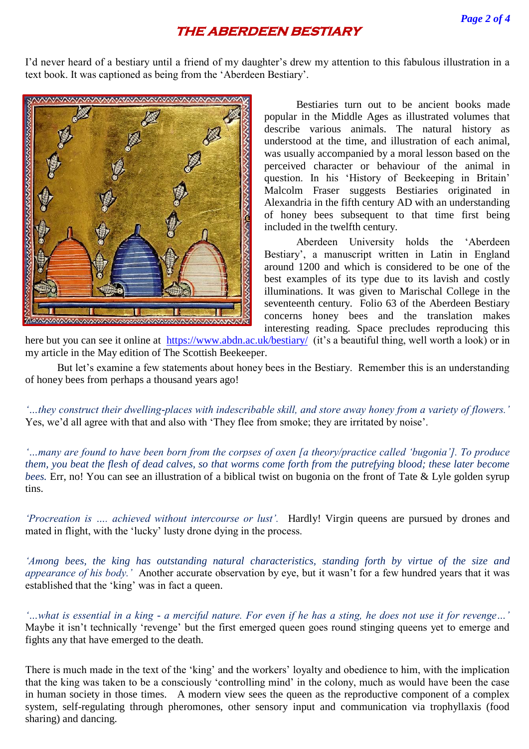# THE ABERDEEN BESTIARY

I'd never heard of a bestiary until a friend of my daughter's drew my attention to this fabulous illustration in a text book. It was captioned as being from the 'Aberdeen Bestiary'.

Bestiaries turn out to be ancient books made popular in the Middle Ages as illustrated volumes that describe various animals. The natural history as understood at the time, and illustration of each animal, was usually accompanied by a moral lesson based on the perceived character or behaviour of the animal in question. In his 'History of Beekeeping in Britain' Malcolm Fraser suggests Bestiaries originated in Alexandria in the fifth century AD with an understanding of honey bees subsequent to that time first being included in the twelfth century.

Aberdeen University holds the 'Aberdeen Bestiary', a manuscript written in Latin in England around 1200 and which is considered to be one of the best examples of its type due to its lavish and costly illuminations. It was given to Marischal College in the seventeenth century. Folio 63 of the Aberdeen Bestiary concerns honey bees and the translation makes interesting reading. Space precludes reproducing this here but you can see it online at https://www.abdn.ac.uk/bestiary/ (it's a beautiful thing, well worth a look) or in my article in the May edition of The Scottish Beekeeper.

But let's examine a few statements about honey bees in the Bestiary. Remember this is an understanding of honey bees from perhaps a thousand years ago!

*'…they construct their dwelling-places with indescribable skill, and store away honey from a variety of flowers.'* Yes, we'd all agree with that and also with 'They flee from smoke; they are irritated by noise'.

*'…many are found to have been born from the corpses of oxen [a theory/practice called 'bugonia']. To produce them, you beat the flesh of dead calves, so that worms come forth from the putrefying blood; these later become bees.* Err, no! You can see an illustration of a biblical twist on bugonia on the front of Tate & Lyle golden syrup tins.

*'Procreation is …. achieved without intercourse or lust'.* Hardly! Virgin queens are pursued by drones and mated in flight, with the 'lucky' lusty drone dying in the process.

*'Among bees, the king has outstanding natural characteristics, standing forth by virtue of the size and appearance of his body.'* Another accurate observation by eye, but it wasn't for a few hundred years that it was established that the 'king' was in fact a queen.

*'…what is essential in a king - a merciful nature. For even if he has a sting, he does not use it for revenge…'* Maybe it isn't technically 'revenge' but the first emerged queen goes round stinging queens yet to emerge and fights any that have emerged to the death.

There is much made in the text of the 'king' and the workers' loyalty and obedience to him, with the implication that the king was taken to be a consciously 'controlling mind' in the colony, much as would have been the case in human society in those times. A modern view sees the queen as the reproductive component of a complex system, self-regulating through pheromones, other sensory input and communication via trophyllaxis (food sharing) and dancing.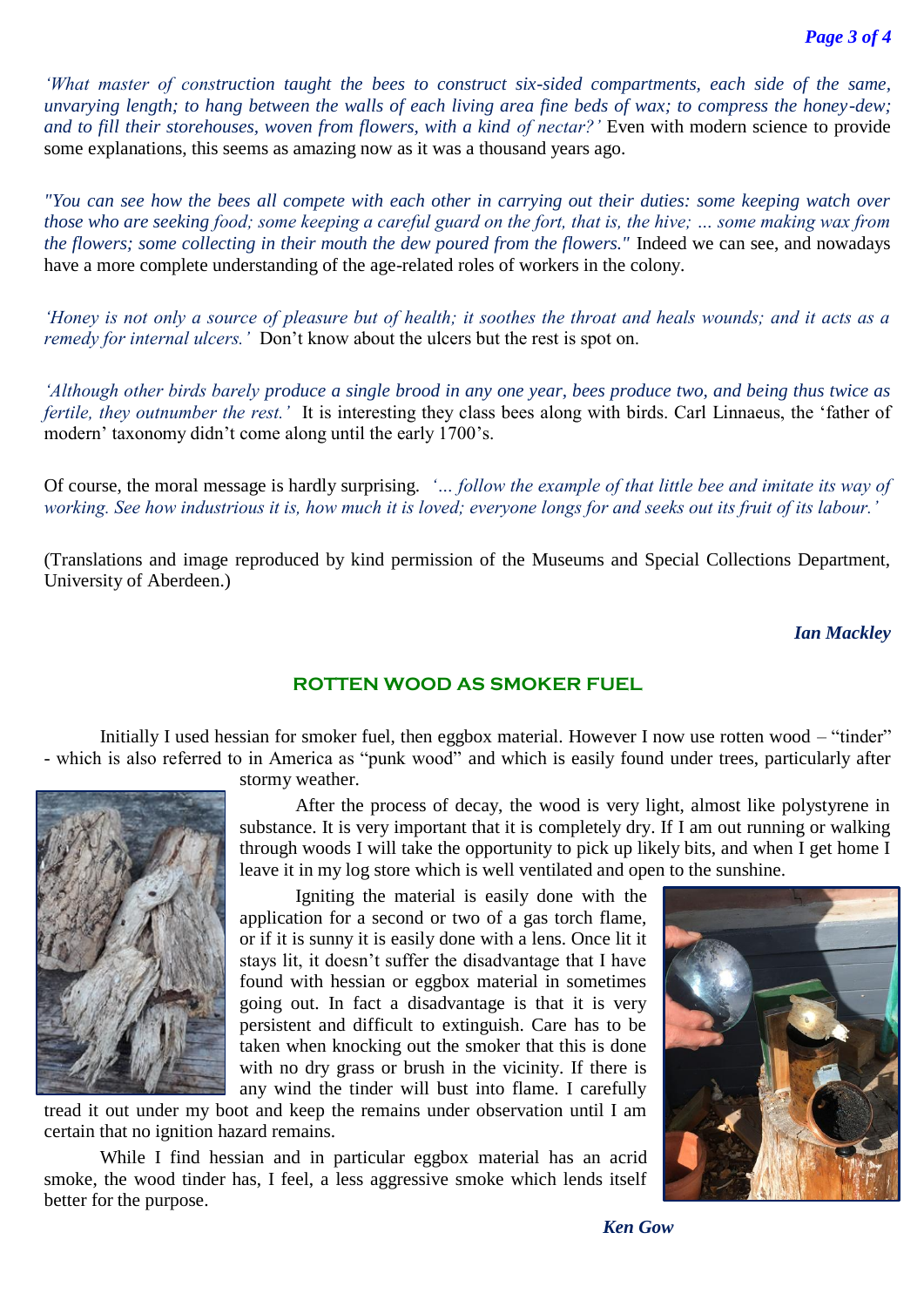*'What master of construction taught the bees to construct six-sided compartments, each side of the same, unvarying length; to hang between the walls of each living area fine beds of wax; to compress the honey-dew; and to fill their storehouses, woven from flowers, with a kind of nectar?'* Even with modern science to provide some explanations, this seems as amazing now as it was a thousand years ago.

*"You can see how the bees all compete with each other in carrying out their duties: some keeping watch over those who are seeking food; some keeping a careful guard on the fort, that is, the hive; ... some making wax from the flowers; some collecting in their mouth the dew poured from the flowers."* Indeed we can see, and nowadays have a more complete understanding of the age-related roles of workers in the colony.

*'Honey is not only a source of pleasure but of health; it soothes the throat and heals wounds; and it acts as a remedy for internal ulcers.'* Don't know about the ulcers but the rest is spot on.

*'Although other birds barely produce a single brood in any one year, bees produce two, and being thus twice as fertile, they outnumber the rest.'* It is interesting they class bees along with birds. Carl Linnaeus, the 'father of modern' taxonomy didn't come along until the early 1700's.

Of course, the moral message is hardly surprising. *'... follow the example of that little bee and imitate its way of working. See how industrious it is, how much it is loved; everyone longs for and seeks out its fruit of its labour.'*

(Translations and image reproduced by kind permission of the Museums and Special Collections Department, University of Aberdeen.)

***Ian Mackley***

## ROTTEN WOOD AS SMOKER FUEL

Initially I used hessian for smoker fuel, then eggbox material. However I now use rotten wood – "tinder" - which is also referred to in America as "punk wood" and which is easily found under trees, particularly after stormy weather.

After the process of decay, the wood is very light, almost like polystyrene in substance. It is very important that it is completely dry. If I am out running or walking through woods I will take the opportunity to pick up likely bits, and when I get home I leave it in my log store which is well ventilated and open to the sunshine.

Igniting the material is easily done with the application for a second or two of a gas torch flame, or if it is sunny it is easily done with a lens. Once lit it stays lit, it doesn't suffer the disadvantage that I have found with hessian or eggbox material in sometimes going out. In fact a disadvantage is that it is very persistent and difficult to extinguish. Care has to be taken when knocking out the smoker that this is done with no dry grass or brush in the vicinity. If there is any wind the tinder will bust into flame. I carefully tread it out under my boot and keep the remains under observation until I am certain that no ignition hazard remains.

While I find hessian and in particular eggbox material has an acrid smoke, the wood tinder has, I feel, a less aggressive smoke which lends itself better for the purpose.

***Ken Gow***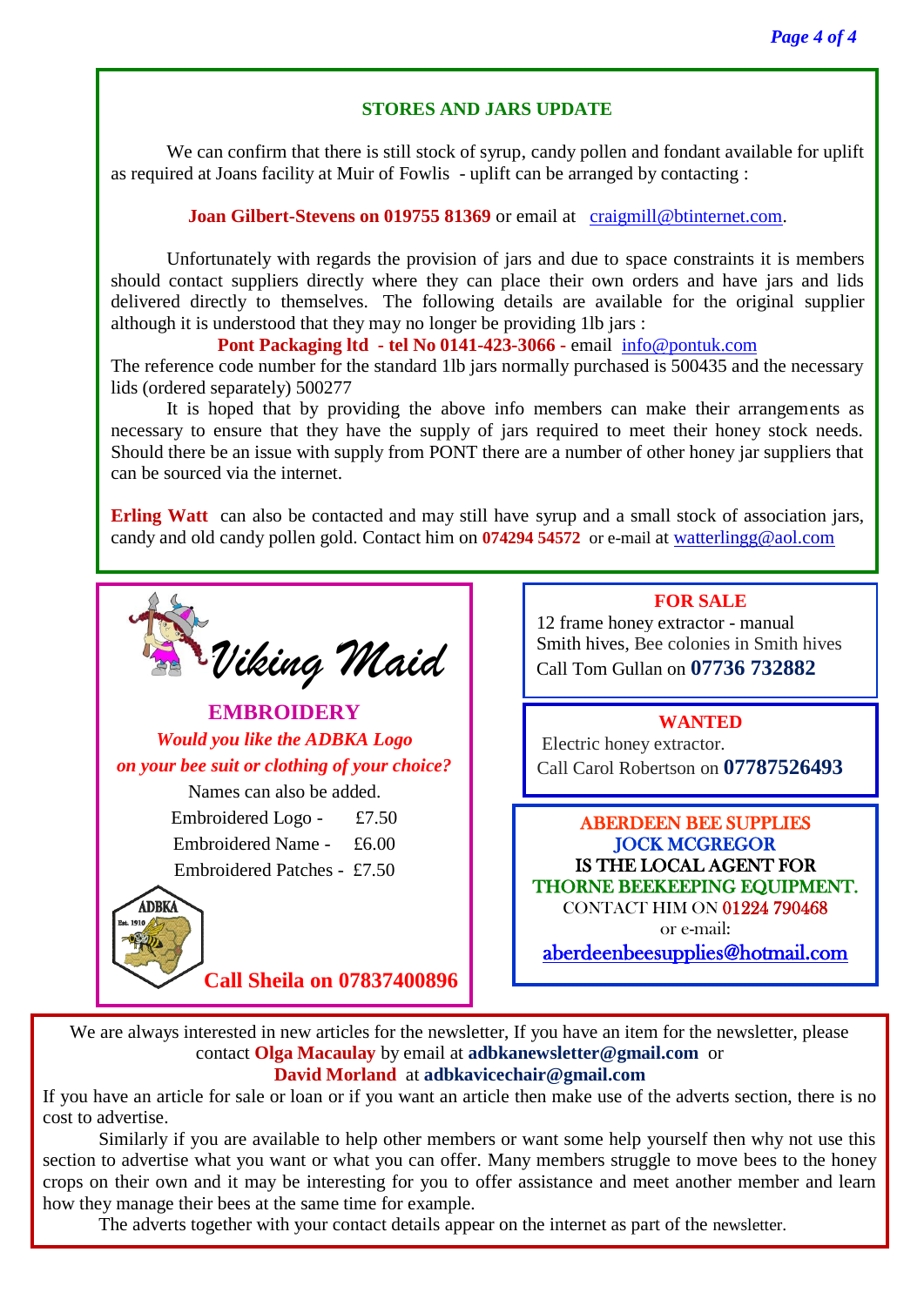## STORES AND JARS UPDATE

We can confirm that there is still stock of syrup, candy pollen and fondant available for uplift as required at Joans facility at Muir of Fowlis - uplift can be arranged by contacting :

**Joan Gilbert-Stevens on 019755 81369** or email at craigmill@btinternet.com.

Unfortunately with regards the provision of jars and due to space constraints it is members should contact suppliers directly where they can place their own orders and have jars and lids delivered directly to themselves. The following details are available for the original supplier although it is understood that they may no longer be providing 1lb jars :

**Pont Packaging ltd - tel No 0141-423-3066 -** email info@pontuk.com

The reference code number for the standard 1lb jars normally purchased is 500435 and the necessary lids (ordered separately) 500277

It is hoped that by providing the above info members can make their arrangements as necessary to ensure that they have the supply of jars required to meet their honey stock needs. Should there be an issue with supply from PONT there are a number of other honey jar suppliers that can be sourced via the internet.

**Erling Watt** can also be contacted and may still have syrup and a small stock of association jars, candy and old candy pollen gold. Contact him on **074294 54572** or e-mail at watterlingg@aol.com

---

*Viking Maid*

**EMBROIDERY**

***Would you like the ADBKA Logo on your bee suit or clothing of your choice?***

Names can also be added.

| | |
|---|---|
| Embroidered Logo - | £7.50 |
| Embroidered Name - | £6.00 |
| Embroidered Patches - | £7.50 |

ADBKA Est. 1910

**Call Sheila on 07837400896**

---

**FOR SALE**

12 frame honey extractor - manual
Smith hives, Bee colonies in Smith hives
Call Tom Gullan on **07736 732882**

---

**WANTED**

Electric honey extractor.
Call Carol Robertson on **07787526493**

---

ABERDEEN BEE SUPPLIES
JOCK MCGREGOR
IS THE LOCAL AGENT FOR
THORNE BEEKEEPING EQUIPMENT.
CONTACT HIM ON 01224 790468
or e-mail:
aberdeenbeesupplies@hotmail.com

---

We are always interested in new articles for the newsletter, If you have an item for the newsletter, please contact **Olga Macaulay** by email at **adbkanewsletter@gmail.com** or **David Morland** at **adbkavicechair@gmail.com**

If you have an article for sale or loan or if you want an article then make use of the adverts section, there is no cost to advertise.

Similarly if you are available to help other members or want some help yourself then why not use this section to advertise what you want or what you can offer. Many members struggle to move bees to the honey crops on their own and it may be interesting for you to offer assistance and meet another member and learn how they manage their bees at the same time for example.

The adverts together with your contact details appear on the internet as part of the newsletter.